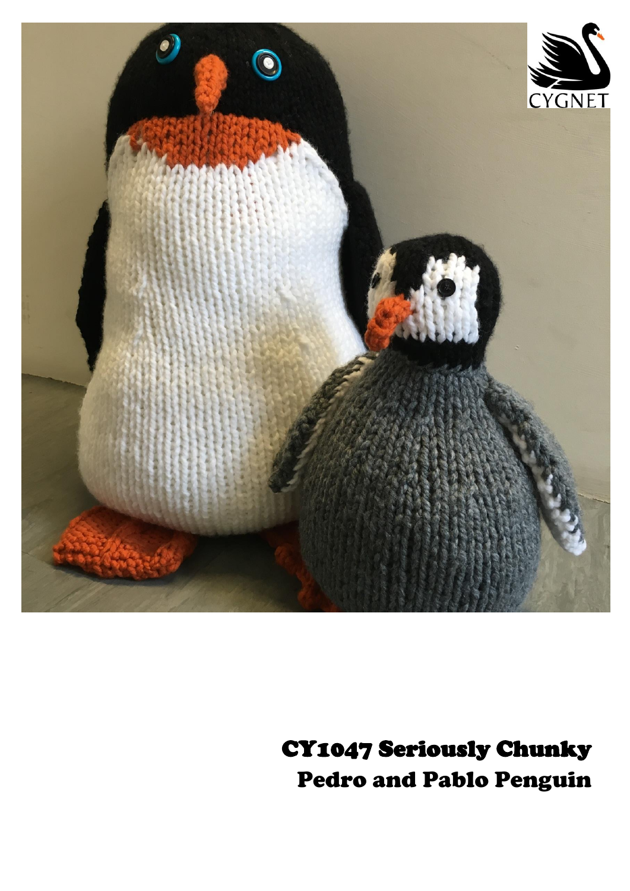# CY1047 Seriously Chunky Pedro and Pablo Penguin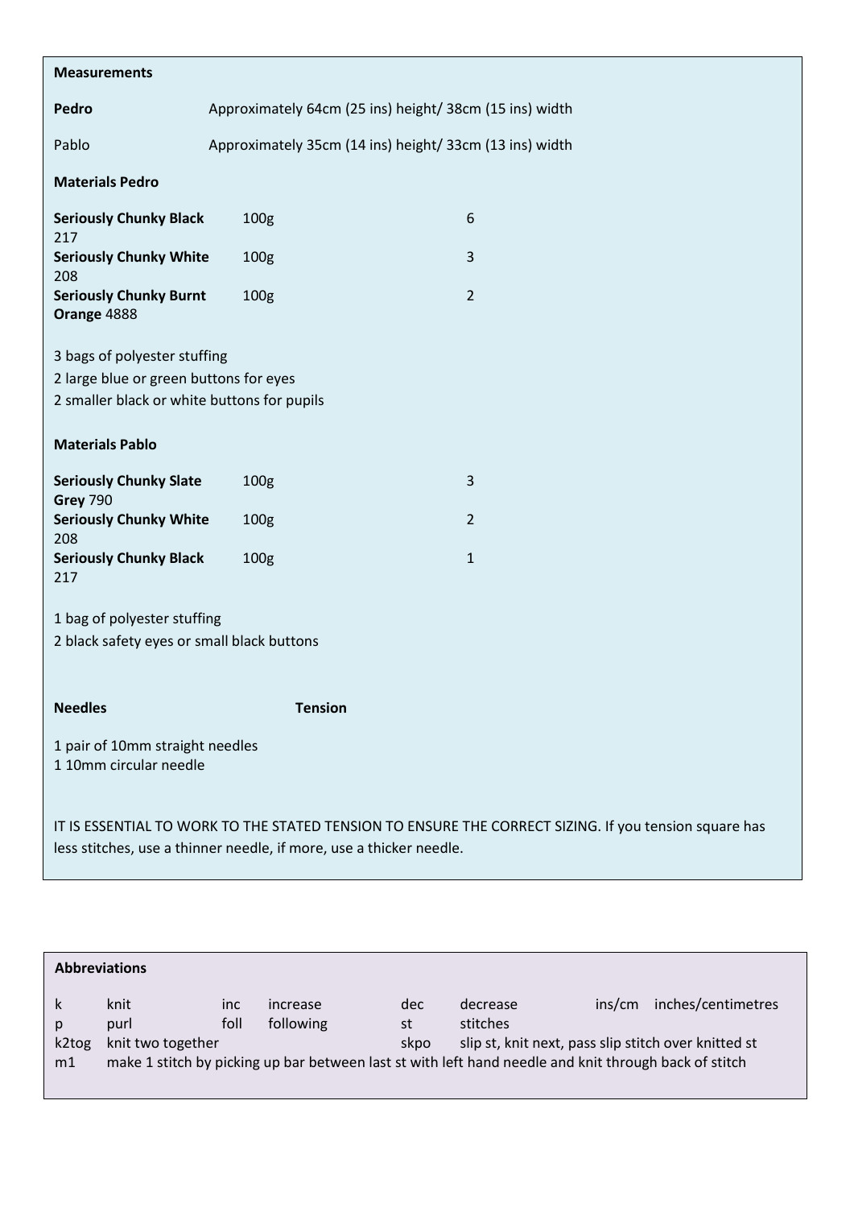**Measurements**

**Pedro** Approximately 64cm (25 ins) height/ 38cm (15 ins) width

Pablo Approximately 35cm (14 ins) height/ 33cm (13 ins) width

**Materials Pedro**

| | | |
|---|---|---|
| **Seriously Chunky Black** 217 | 100g | 6 |
| **Seriously Chunky White** 208 | 100g | 3 |
| **Seriously Chunky Burnt Orange** 4888 | 100g | 2 |

3 bags of polyester stuffing
2 large blue or green buttons for eyes
2 smaller black or white buttons for pupils

**Materials Pablo**

| | | |
|---|---|---|
| **Seriously Chunky Slate Grey** 790 | 100g | 3 |
| **Seriously Chunky White** 208 | 100g | 2 |
| **Seriously Chunky Black** 217 | 100g | 1 |

1 bag of polyester stuffing
2 black safety eyes or small black buttons

**Needles** **Tension**

1 pair of 10mm straight needles
1 10mm circular needle

IT IS ESSENTIAL TO WORK TO THE STATED TENSION TO ENSURE THE CORRECT SIZING. If you tension square has less stitches, use a thinner needle, if more, use a thicker needle.

**Abbreviations**

| | | | | | | | |
|---|---|---|---|---|---|---|---|
| k | knit | inc | increase | dec | decrease | ins/cm | inches/centimetres |
| p | purl | foll | following | st | stitches | | |
| k2tog | knit two together | | | skpo | slip st, knit next, pass slip stitch over knitted st | | |
| m1 | make 1 stitch by picking up bar between last st with left hand needle and knit through back of stitch | | | | | | |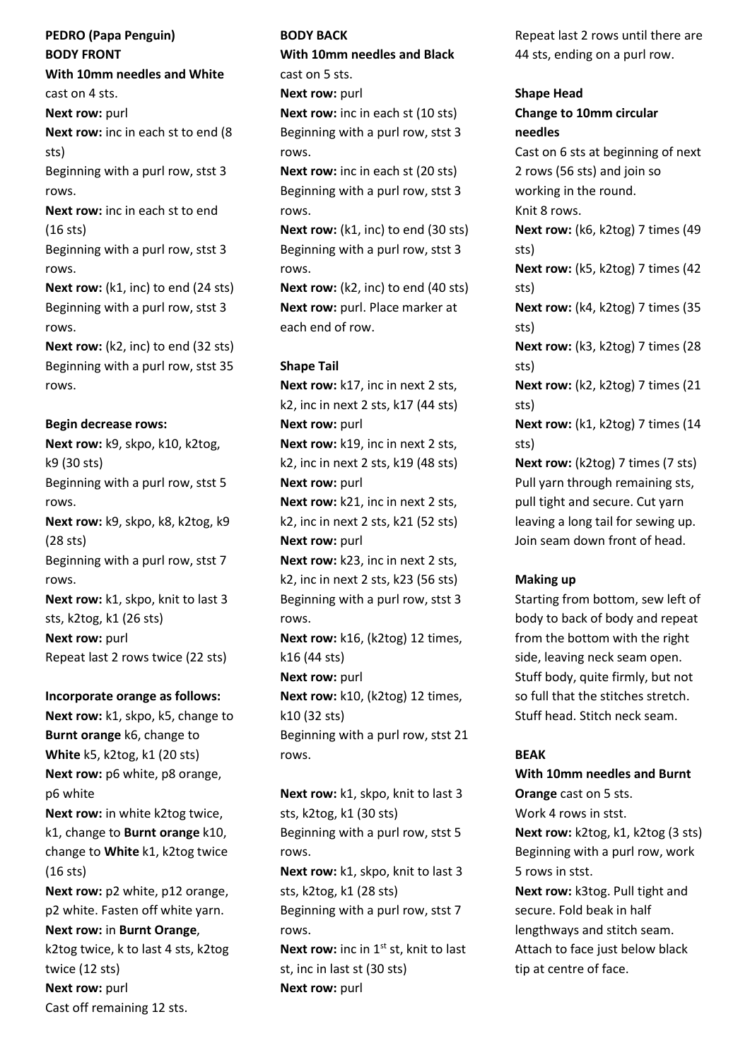**PEDRO (Papa Penguin)**

**BODY FRONT**

**With 10mm needles and White** cast on 4 sts.

**Next row:** purl

**Next row:** inc in each st to end (8 sts)

Beginning with a purl row, stst 3 rows.

**Next row:** inc in each st to end (16 sts)

Beginning with a purl row, stst 3 rows.

**Next row:** (k1, inc) to end (24 sts)

Beginning with a purl row, stst 3 rows.

**Next row:** (k2, inc) to end (32 sts)

Beginning with a purl row, stst 35 rows.

**Begin decrease rows:**

**Next row:** k9, skpo, k10, k2tog, k9 (30 sts)

Beginning with a purl row, stst 5 rows.

**Next row:** k9, skpo, k8, k2tog, k9 (28 sts)

Beginning with a purl row, stst 7 rows.

**Next row:** k1, skpo, knit to last 3 sts, k2tog, k1 (26 sts)

**Next row:** purl

Repeat last 2 rows twice (22 sts)

**Incorporate orange as follows:**

**Next row:** k1, skpo, k5, change to **Burnt orange** k6, change to **White** k5, k2tog, k1 (20 sts)

**Next row:** p6 white, p8 orange, p6 white

**Next row:** in white k2tog twice, k1, change to **Burnt orange** k10, change to **White** k1, k2tog twice (16 sts)

**Next row:** p2 white, p12 orange, p2 white. Fasten off white yarn.

**Next row:** in **Burnt Orange**, k2tog twice, k to last 4 sts, k2tog twice (12 sts)

**Next row:** purl

Cast off remaining 12 sts.

**BODY BACK**

**With 10mm needles and Black** cast on 5 sts.

**Next row:** purl

**Next row:** inc in each st (10 sts)

Beginning with a purl row, stst 3 rows.

**Next row:** inc in each st (20 sts)

Beginning with a purl row, stst 3 rows.

**Next row:** (k1, inc) to end (30 sts)

Beginning with a purl row, stst 3 rows.

**Next row:** (k2, inc) to end (40 sts)

**Next row:** purl. Place marker at each end of row.

**Shape Tail**

**Next row:** k17, inc in next 2 sts, k2, inc in next 2 sts, k17 (44 sts)

**Next row:** purl

**Next row:** k19, inc in next 2 sts, k2, inc in next 2 sts, k19 (48 sts)

**Next row:** purl

**Next row:** k21, inc in next 2 sts, k2, inc in next 2 sts, k21 (52 sts)

**Next row:** purl

**Next row:** k23, inc in next 2 sts, k2, inc in next 2 sts, k23 (56 sts)

Beginning with a purl row, stst 3 rows.

**Next row:** k16, (k2tog) 12 times, k16 (44 sts)

**Next row:** purl

**Next row:** k10, (k2tog) 12 times, k10 (32 sts)

Beginning with a purl row, stst 21 rows.

**Next row:** k1, skpo, knit to last 3 sts, k2tog, k1 (30 sts)

Beginning with a purl row, stst 5 rows.

**Next row:** k1, skpo, knit to last 3 sts, k2tog, k1 (28 sts)

Beginning with a purl row, stst 7 rows.

**Next row:** inc in 1st st, knit to last st, inc in last st (30 sts)

**Next row:** purl

Repeat last 2 rows until there are 44 sts, ending on a purl row.

**Shape Head**

**Change to 10mm circular needles**

Cast on 6 sts at beginning of next 2 rows (56 sts) and join so working in the round.

Knit 8 rows.

**Next row:** (k6, k2tog) 7 times (49 sts)

**Next row:** (k5, k2tog) 7 times (42 sts)

**Next row:** (k4, k2tog) 7 times (35 sts)

**Next row:** (k3, k2tog) 7 times (28 sts)

**Next row:** (k2, k2tog) 7 times (21 sts)

**Next row:** (k1, k2tog) 7 times (14 sts)

**Next row:** (k2tog) 7 times (7 sts)

Pull yarn through remaining sts, pull tight and secure. Cut yarn leaving a long tail for sewing up. Join seam down front of head.

**Making up**

Starting from bottom, sew left of body to back of body and repeat from the bottom with the right side, leaving neck seam open. Stuff body, quite firmly, but not so full that the stitches stretch. Stuff head. Stitch neck seam.

**BEAK**

**With 10mm needles and Burnt Orange** cast on 5 sts.

Work 4 rows in stst.

**Next row:** k2tog, k1, k2tog (3 sts)

Beginning with a purl row, work 5 rows in stst.

**Next row:** k3tog. Pull tight and secure. Fold beak in half lengthways and stitch seam. Attach to face just below black tip at centre of face.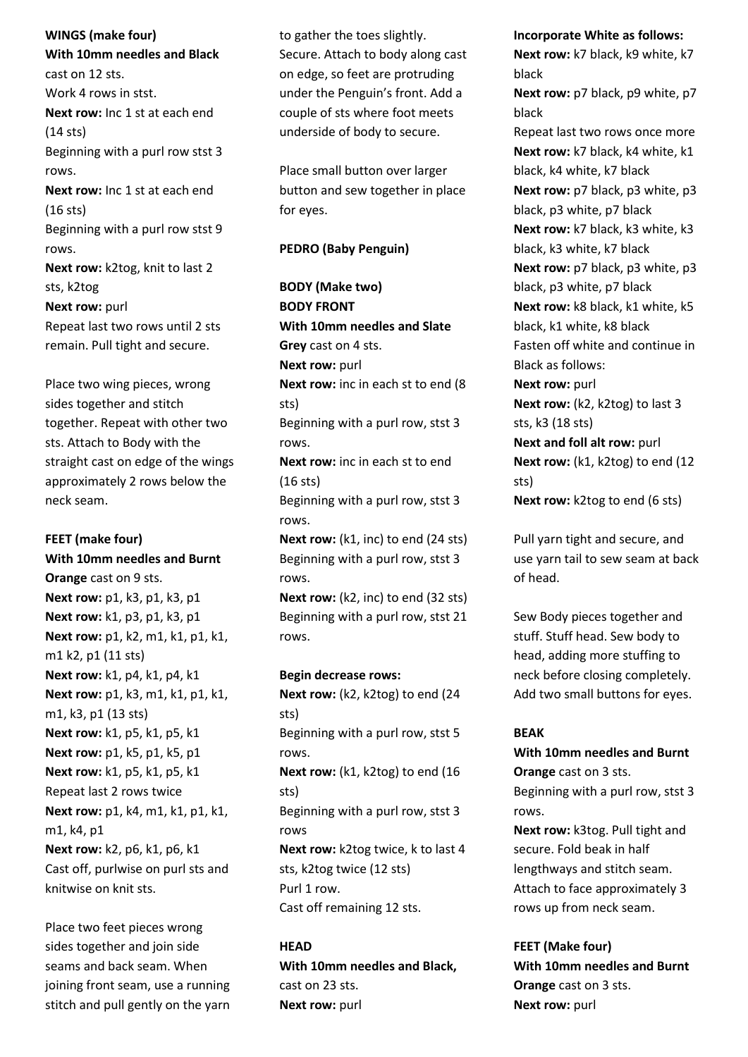**WINGS (make four)**

**With 10mm needles and Black** cast on 12 sts.

Work 4 rows in stst.

**Next row:** Inc 1 st at each end (14 sts)

Beginning with a purl row stst 3 rows.

**Next row:** Inc 1 st at each end (16 sts)

Beginning with a purl row stst 9 rows.

**Next row:** k2tog, knit to last 2 sts, k2tog

**Next row:** purl

Repeat last two rows until 2 sts remain. Pull tight and secure.

Place two wing pieces, wrong sides together and stitch together. Repeat with other two sts. Attach to Body with the straight cast on edge of the wings approximately 2 rows below the neck seam.

**FEET (make four)**

**With 10mm needles and Burnt Orange** cast on 9 sts.

**Next row:** p1, k3, p1, k3, p1

**Next row:** k1, p3, p1, k3, p1

**Next row:** p1, k2, m1, k1, p1, k1, m1 k2, p1 (11 sts)

**Next row:** k1, p4, k1, p4, k1

**Next row:** p1, k3, m1, k1, p1, k1, m1, k3, p1 (13 sts)

**Next row:** k1, p5, k1, p5, k1

**Next row:** p1, k5, p1, k5, p1

**Next row:** k1, p5, k1, p5, k1

Repeat last 2 rows twice

**Next row:** p1, k4, m1, k1, p1, k1, m1, k4, p1

**Next row:** k2, p6, k1, p6, k1

Cast off, purlwise on purl sts and knitwise on knit sts.

Place two feet pieces wrong sides together and join side seams and back seam. When joining front seam, use a running stitch and pull gently on the yarn to gather the toes slightly. Secure. Attach to body along cast on edge, so feet are protruding under the Penguin's front. Add a couple of sts where foot meets underside of body to secure.

Place small button over larger button and sew together in place for eyes.

**PEDRO (Baby Penguin)**

**BODY (Make two)**

**BODY FRONT**

**With 10mm needles and Slate Grey** cast on 4 sts.

**Next row:** purl

**Next row:** inc in each st to end (8 sts)

Beginning with a purl row, stst 3 rows.

**Next row:** inc in each st to end (16 sts)

Beginning with a purl row, stst 3 rows.

**Next row:** (k1, inc) to end (24 sts)

Beginning with a purl row, stst 3 rows.

**Next row:** (k2, inc) to end (32 sts)

Beginning with a purl row, stst 21 rows.

**Begin decrease rows:**

**Next row:** (k2, k2tog) to end (24 sts)

Beginning with a purl row, stst 5 rows.

**Next row:** (k1, k2tog) to end (16 sts)

Beginning with a purl row, stst 3 rows

**Next row:** k2tog twice, k to last 4 sts, k2tog twice (12 sts)

Purl 1 row.

Cast off remaining 12 sts.

**HEAD**

**With 10mm needles and Black,** cast on 23 sts.

**Next row:** purl

**Incorporate White as follows:**

**Next row:** k7 black, k9 white, k7 black

**Next row:** p7 black, p9 white, p7 black

Repeat last two rows once more

**Next row:** k7 black, k4 white, k1 black, k4 white, k7 black

**Next row:** p7 black, p3 white, p3 black, p3 white, p7 black

**Next row:** k7 black, k3 white, k3 black, k3 white, k7 black

**Next row:** p7 black, p3 white, p3 black, p3 white, p7 black

**Next row:** k8 black, k1 white, k5 black, k1 white, k8 black

Fasten off white and continue in Black as follows:

**Next row:** purl

**Next row:** (k2, k2tog) to last 3 sts, k3 (18 sts)

**Next and foll alt row:** purl

**Next row:** (k1, k2tog) to end (12 sts)

**Next row:** k2tog to end (6 sts)

Pull yarn tight and secure, and use yarn tail to sew seam at back of head.

Sew Body pieces together and stuff. Stuff head. Sew body to head, adding more stuffing to neck before closing completely. Add two small buttons for eyes.

**BEAK**

**With 10mm needles and Burnt Orange** cast on 3 sts.

Beginning with a purl row, stst 3 rows.

**Next row:** k3tog. Pull tight and secure. Fold beak in half lengthways and stitch seam. Attach to face approximately 3 rows up from neck seam.

**FEET (Make four)**

**With 10mm needles and Burnt Orange** cast on 3 sts.

**Next row:** purl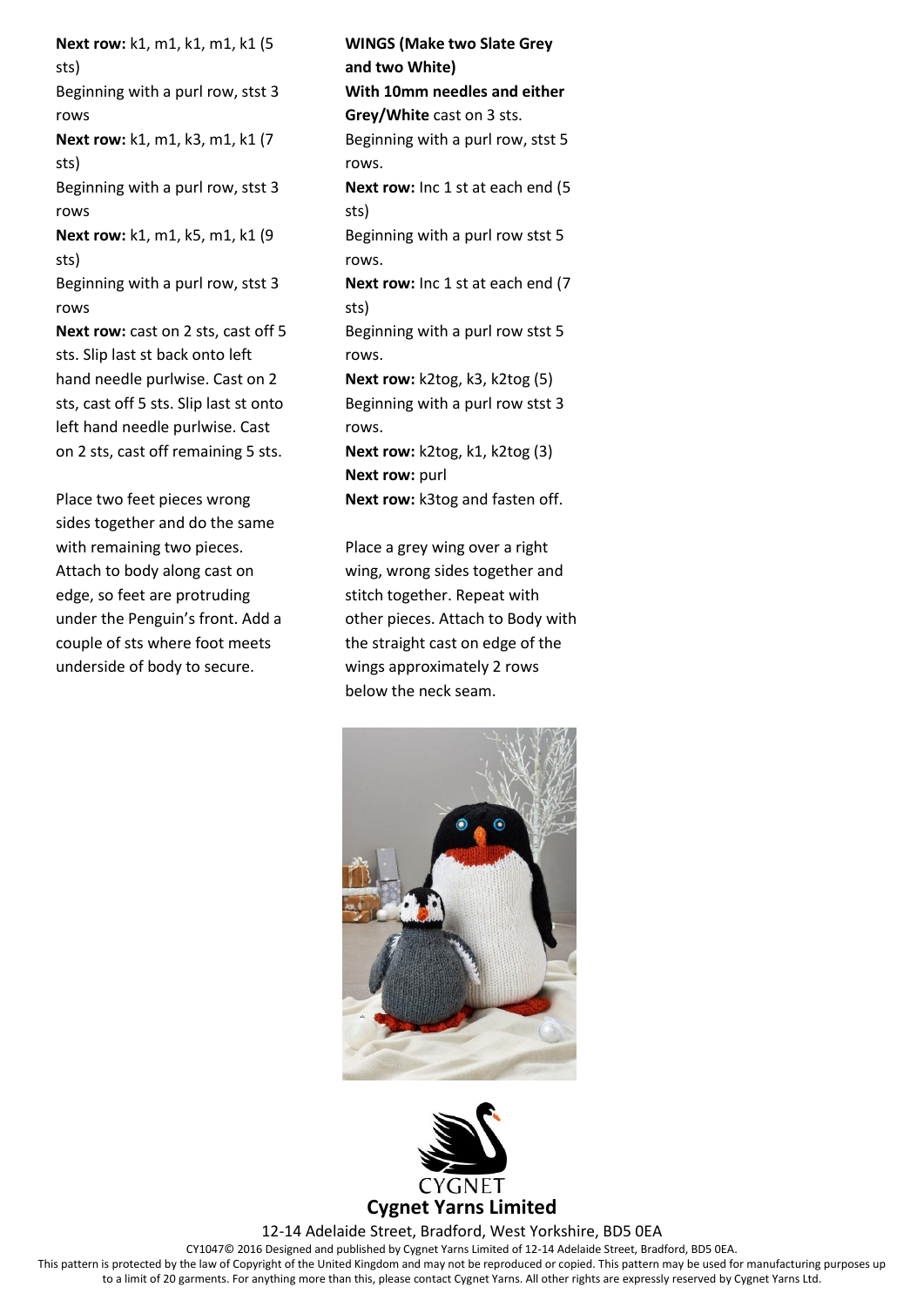**Next row:** k1, m1, k1, m1, k1 (5 sts)

Beginning with a purl row, stst 3 rows

**Next row:** k1, m1, k3, m1, k1 (7 sts)

Beginning with a purl row, stst 3 rows

**Next row:** k1, m1, k5, m1, k1 (9 sts)

Beginning with a purl row, stst 3 rows

**Next row:** cast on 2 sts, cast off 5 sts. Slip last st back onto left hand needle purlwise. Cast on 2 sts, cast off 5 sts. Slip last st onto left hand needle purlwise. Cast on 2 sts, cast off remaining 5 sts.

Place two feet pieces wrong sides together and do the same with remaining two pieces. Attach to body along cast on edge, so feet are protruding under the Penguin's front. Add a couple of sts where foot meets underside of body to secure.

**WINGS (Make two Slate Grey and two White)**

**With 10mm needles and either Grey/White** cast on 3 sts.

Beginning with a purl row, stst 5 rows.

**Next row:** Inc 1 st at each end (5 sts)

Beginning with a purl row stst 5 rows.

**Next row:** Inc 1 st at each end (7 sts)

Beginning with a purl row stst 5 rows.

**Next row:** k2tog, k3, k2tog (5)

Beginning with a purl row stst 3 rows.

**Next row:** k2tog, k1, k2tog (3)

**Next row:** purl

**Next row:** k3tog and fasten off.

Place a grey wing over a right wing, wrong sides together and stitch together. Repeat with other pieces. Attach to Body with the straight cast on edge of the wings approximately 2 rows below the neck seam.

CYGNET

**Cygnet Yarns Limited**

12-14 Adelaide Street, Bradford, West Yorkshire, BD5 0EA

CY1047© 2016 Designed and published by Cygnet Yarns Limited of 12-14 Adelaide Street, Bradford, BD5 0EA.
This pattern is protected by the law of Copyright of the United Kingdom and may not be reproduced or copied. This pattern may be used for manufacturing purposes up to a limit of 20 garments. For anything more than this, please contact Cygnet Yarns. All other rights are expressly reserved by Cygnet Yarns Ltd.